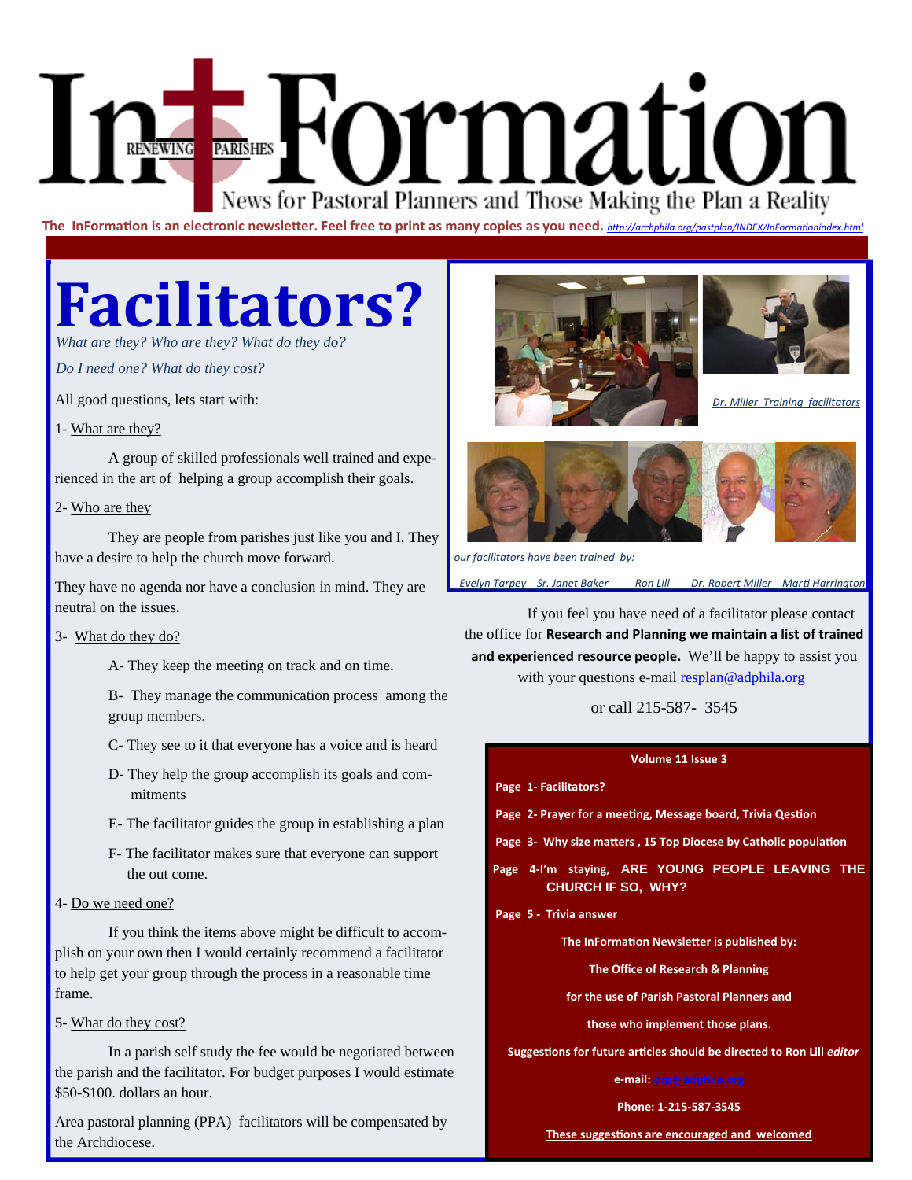# InFormation

RENEWING PARISHES

News for Pastoral Planners and Those Making the Plan a Reality

**The InFormation is an electronic newsletter. Feel free to print as many copies as you need.** http://archphila.org/pastplan/INDEX/InFormationindex.html

# Facilitators?

*What are they? Who are they? What do they do?*

*Do I need one? What do they cost?*

All good questions, lets start with:

1- What are they?

A group of skilled professionals well trained and experienced in the art of helping a group accomplish their goals.

2- Who are they

They are people from parishes just like you and I. They have a desire to help the church move forward.

They have no agenda nor have a conclusion in mind. They are neutral on the issues.

3- What do they do?

A- They keep the meeting on track and on time.

B- They manage the communication process among the group members.

C- They see to it that everyone has a voice and is heard

D- They help the group accomplish its goals and commitments

E- The facilitator guides the group in establishing a plan

F- The facilitator makes sure that everyone can support the out come.

4- Do we need one?

If you think the items above might be difficult to accomplish on your own then I would certainly recommend a facilitator to help get your group through the process in a reasonable time frame.

5- What do they cost?

In a parish self study the fee would be negotiated between the parish and the facilitator. For budget purposes I would estimate $50-$100. dollars an hour.

Area pastoral planning (PPA) facilitators will be compensated by the Archdiocese.

*Dr. Miller Training facilitators*

*our facilitators have been trained by:*

*Evelyn Tarpey Sr. Janet Baker Ron Lill Dr. Robert Miller Marti Harrington*

If you feel you have need of a facilitator please contact the office for **Research and Planning we maintain a list of trained and experienced resource people.** We'll be happy to assist you with your questions e-mail resplan@adphila.org

or call 215-587- 3545

**Volume 11 Issue 3**

**Page 1- Facilitators?**

**Page 2- Prayer for a meeting, Message board, Trivia Qestion**

**Page 3- Why size matters , 15 Top Diocese by Catholic population**

**Page 4-I'm staying, ARE YOUNG PEOPLE LEAVING THE CHURCH IF SO, WHY?**

**Page 5 - Trivia answer**

**The InFormation Newsletter is published by:**

**The Office of Research & Planning**

**for the use of Parish Pastoral Planners and**

**those who implement those plans.**

**Suggestions for future articles should be directed to Ron Lill *editor***

**e-mail: orp@adphila.org**

**Phone: 1-215-587-3545**

**These suggestions are encouraged and welcomed**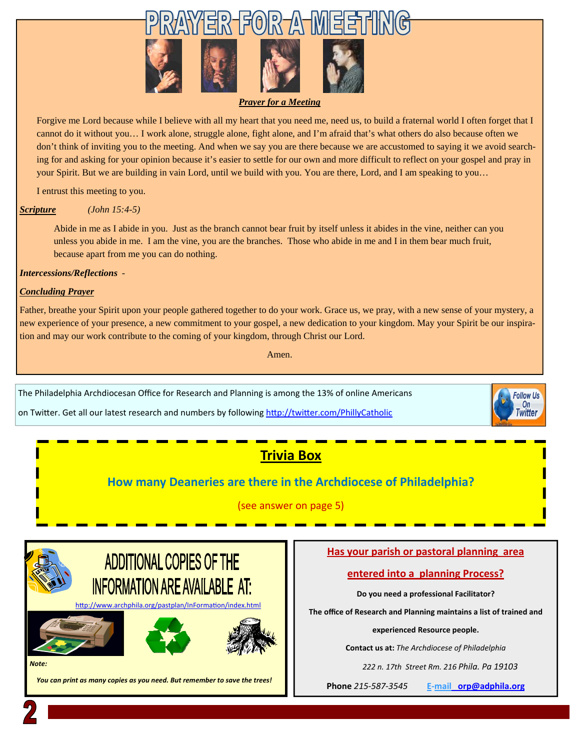# PRAYER FOR A MEETING

***Prayer for a Meeting***

Forgive me Lord because while I believe with all my heart that you need me, need us, to build a fraternal world I often forget that I cannot do it without you… I work alone, struggle alone, fight alone, and I'm afraid that's what others do also because often we don't think of inviting you to the meeting. And when we say you are there because we are accustomed to saying it we avoid searching for and asking for your opinion because it's easier to settle for our own and more difficult to reflect on your gospel and pray in your Spirit. But we are building in vain Lord, until we build with you. You are there, Lord, and I am speaking to you…

I entrust this meeting to you.

***Scripture*** *(John 15:4-5)*

Abide in me as I abide in you. Just as the branch cannot bear fruit by itself unless it abides in the vine, neither can you unless you abide in me. I am the vine, you are the branches. Those who abide in me and I in them bear much fruit, because apart from me you can do nothing.

***Intercessions/Reflections*** -

***Concluding Prayer***

Father, breathe your Spirit upon your people gathered together to do your work. Grace us, we pray, with a new sense of your mystery, a new experience of your presence, a new commitment to your gospel, a new dedication to your kingdom. May your Spirit be our inspiration and may our work contribute to the coming of your kingdom, through Christ our Lord.

Amen.

The Philadelphia Archdiocesan Office for Research and Planning is among the 13% of online Americans on Twitter. Get all our latest research and numbers by following http://twitter.com/PhillyCatholic

Follow Us On Twitter

## Trivia Box

**How many Deaneries are there in the Archdiocese of Philadelphia?**

(see answer on page 5)

## ADDITIONAL COPIES OF THE INFORMATION ARE AVAILABLE AT:

http://www.archphila.org/pastplan/InFormation/index.html

***Note:***

***You can print as many copies as you need. But remember to save the trees!***

## Has your parish or pastoral planning area entered into a planning Process?

**Do you need a professional Facilitator?**

**The office of Research and Planning maintains a list of trained and experienced Resource people.**

**Contact us at:** *The Archdiocese of Philadelphia*

*222 n. 17th Street Rm. 216 Phila. Pa 19103*

**Phone** *215-587-3545* **E-mail orp@adphila.org**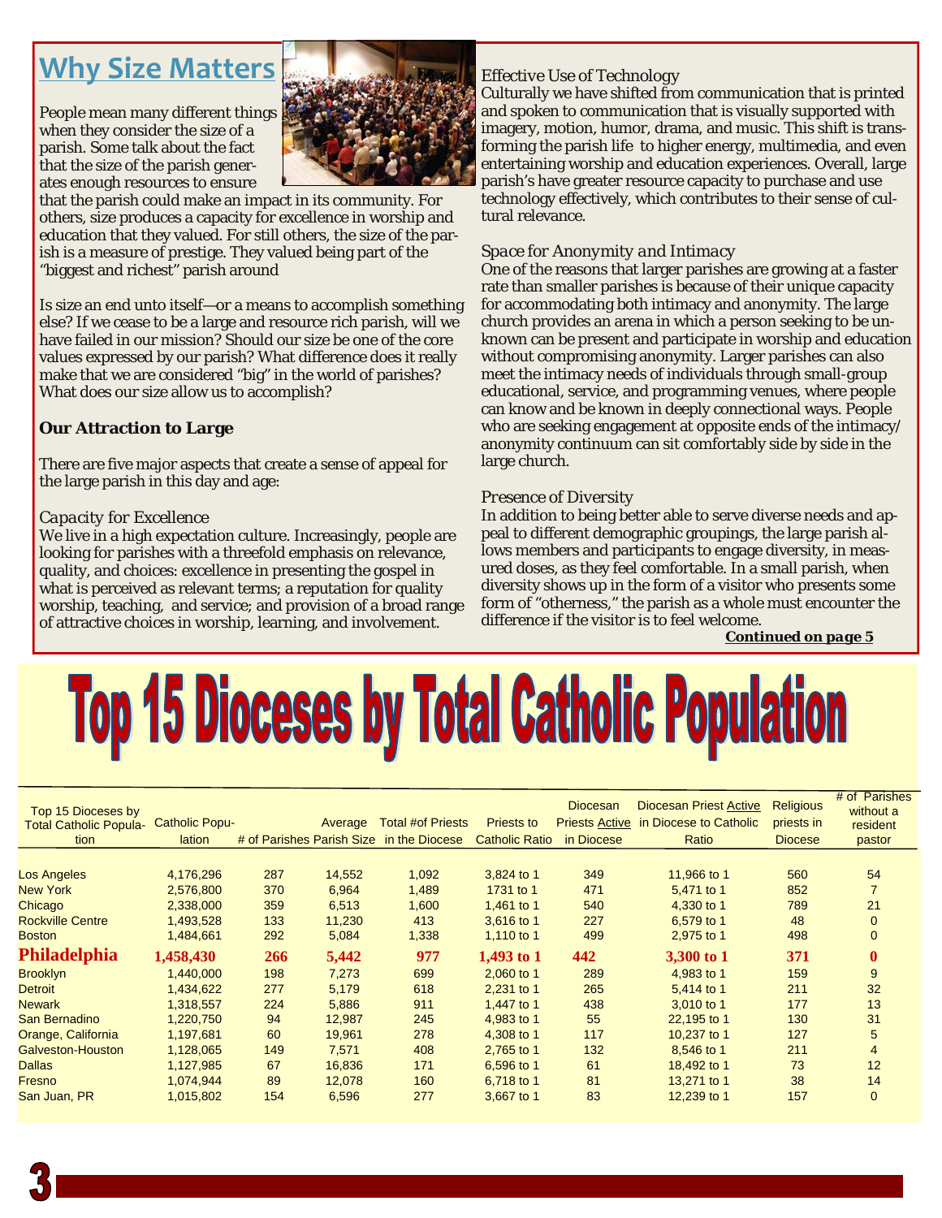## Why Size Matters

People mean many different things when they consider the size of a parish. Some talk about the fact that the size of the parish generates enough resources to ensure that the parish could make an impact in its community. For others, size produces a capacity for excellence in worship and education that they valued. For still others, the size of the parish is a measure of prestige. They valued being part of the "biggest and richest" parish around

Is size an end unto itself—or a means to accomplish something else? If we cease to be a large and resource rich parish, will we have failed in our mission? Should our size be one of the core values expressed by our parish? What difference does it really make that we are considered "big" in the world of parishes? What does our size allow us to accomplish?

### Our Attraction to Large

There are five major aspects that create a sense of appeal for the large parish in this day and age:

*Capacity for Excellence*
We live in a high expectation culture. Increasingly, people are looking for parishes with a threefold emphasis on relevance, quality, and choices: excellence in presenting the gospel in what is perceived as relevant terms; a reputation for quality worship, teaching, and service; and provision of a broad range of attractive choices in worship, learning, and involvement.

*Effective Use of Technology*
Culturally we have shifted from communication that is printed and spoken to communication that is visually supported with imagery, motion, humor, drama, and music. This shift is transforming the parish life to higher energy, multimedia, and even entertaining worship and education experiences. Overall, large parish's have greater resource capacity to purchase and use technology effectively, which contributes to their sense of cultural relevance.

*Space for Anonymity and Intimacy*
One of the reasons that larger parishes are growing at a faster rate than smaller parishes is because of their unique capacity for accommodating both intimacy and anonymity. The large church provides an arena in which a person seeking to be unknown can be present and participate in worship and education without compromising anonymity. Larger parishes can also meet the intimacy needs of individuals through small-group educational, service, and programming venues, where people can know and be known in deeply connectional ways. People who are seeking engagement at opposite ends of the intimacy/anonymity continuum can sit comfortably side by side in the large church.

*Presence of Diversity*
In addition to being better able to serve diverse needs and appeal to different demographic groupings, the large parish allows members and participants to engage diversity, in measured doses, as they feel comfortable. In a small parish, when diversity shows up in the form of a visitor who presents some form of "otherness," the parish as a whole must encounter the difference if the visitor is to feel welcome.

***Continued on page 5***

# Top 15 Dioceses by Total Catholic Population

| Top 15 Dioceses by Total Catholic Population | Catholic Population | # of Parishes | Average Parish Size | Total #of Priests in the Diocese | Priests to Catholic Ratio | Diocesan Priests Active in Diocese | Diocesan Priest Active in Diocese to Catholic Ratio | Religious priests in Diocese | # of Parishes without a resident pastor |
|---|---|---|---|---|---|---|---|---|---|
| Los Angeles | 4,176,296 | 287 | 14,552 | 1,092 | 3,824 to 1 | 349 | 11,966 to 1 | 560 | 54 |
| New York | 2,576,800 | 370 | 6,964 | 1,489 | 1731 to 1 | 471 | 5,471 to 1 | 852 | 7 |
| Chicago | 2,338,000 | 359 | 6,513 | 1,600 | 1,461 to 1 | 540 | 4,330 to 1 | 789 | 21 |
| Rockville Centre | 1,493,528 | 133 | 11,230 | 413 | 3,616 to 1 | 227 | 6,579 to 1 | 48 | 0 |
| Boston | 1,484,661 | 292 | 5,084 | 1,338 | 1,110 to 1 | 499 | 2,975 to 1 | 498 | 0 |
| **Philadelphia** | **1,458,430** | **266** | **5,442** | **977** | **1,493 to 1** | **442** | **3,300 to 1** | **371** | **0** |
| Brooklyn | 1,440,000 | 198 | 7,273 | 699 | 2,060 to 1 | 289 | 4,983 to 1 | 159 | 9 |
| Detroit | 1,434,622 | 277 | 5,179 | 618 | 2,231 to 1 | 265 | 5,414 to 1 | 211 | 32 |
| Newark | 1,318,557 | 224 | 5,886 | 911 | 1,447 to 1 | 438 | 3,010 to 1 | 177 | 13 |
| San Bernadino | 1,220,750 | 94 | 12,987 | 245 | 4,983 to 1 | 55 | 22,195 to 1 | 130 | 31 |
| Orange, California | 1,197,681 | 60 | 19,961 | 278 | 4,308 to 1 | 117 | 10,237 to 1 | 127 | 5 |
| Galveston-Houston | 1,128,065 | 149 | 7,571 | 408 | 2,765 to 1 | 132 | 8,546 to 1 | 211 | 4 |
| Dallas | 1,127,985 | 67 | 16,836 | 171 | 6,596 to 1 | 61 | 18,492 to 1 | 73 | 12 |
| Fresno | 1,074,944 | 89 | 12,078 | 160 | 6,718 to 1 | 81 | 13,271 to 1 | 38 | 14 |
| San Juan, PR | 1,015,802 | 154 | 6,596 | 277 | 3,667 to 1 | 83 | 12,239 to 1 | 157 | 0 |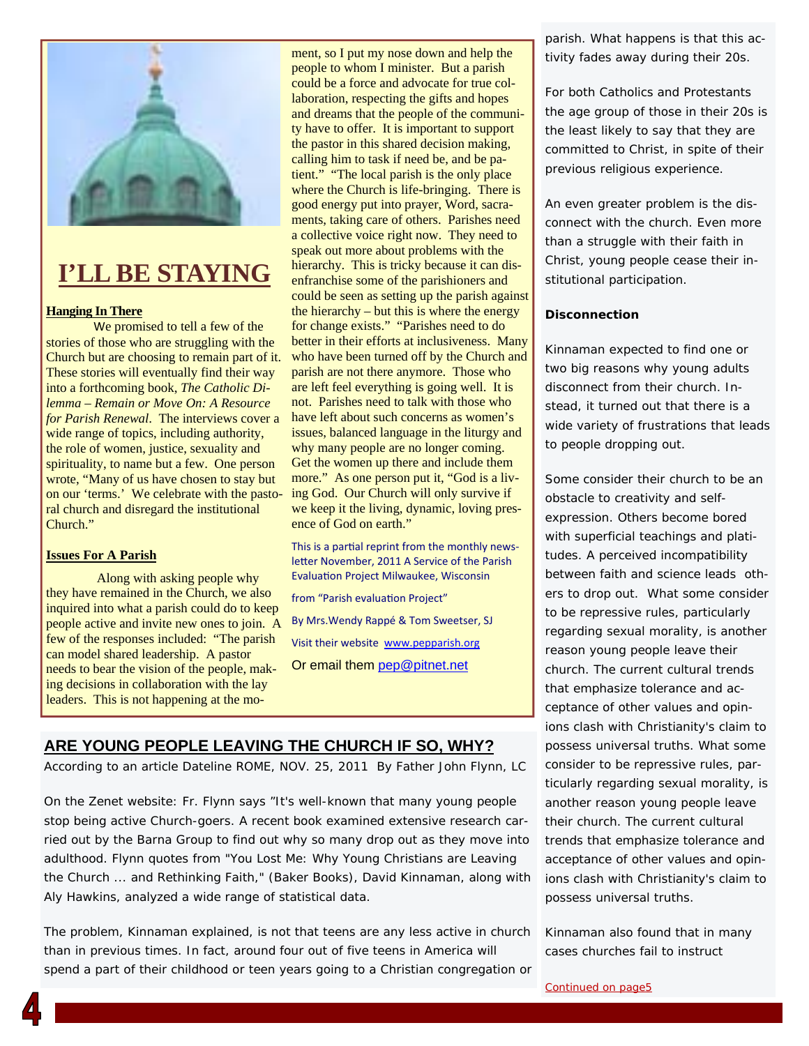# I'LL BE STAYING

**Hanging In There**

We promised to tell a few of the stories of those who are struggling with the Church but are choosing to remain part of it. These stories will eventually find their way into a forthcoming book, *The Catholic Dilemma – Remain or Move On: A Resource for Parish Renewal*. The interviews cover a wide range of topics, including authority, the role of women, justice, sexuality and spirituality, to name but a few. One person wrote, "Many of us have chosen to stay but on our 'terms.' We celebrate with the pastoral church and disregard the institutional Church."

**Issues For A Parish**

Along with asking people why they have remained in the Church, we also inquired into what a parish could do to keep people active and invite new ones to join. A few of the responses included: "The parish can model shared leadership. A pastor needs to bear the vision of the people, making decisions in collaboration with the lay leaders. This is not happening at the moment, so I put my nose down and help the people to whom I minister. But a parish could be a force and advocate for true collaboration, respecting the gifts and hopes and dreams that the people of the community have to offer. It is important to support the pastor in this shared decision making, calling him to task if need be, and be patient." "The local parish is the only place where the Church is life-bringing. There is good energy put into prayer, Word, sacraments, taking care of others. Parishes need a collective voice right now. They need to speak out more about problems with the hierarchy. This is tricky because it can disenfranchise some of the parishioners and could be seen as setting up the parish against the hierarchy – but this is where the energy for change exists." "Parishes need to do better in their efforts at inclusiveness. Many who have been turned off by the Church and parish are not there anymore. Those who are left feel everything is going well. It is not. Parishes need to talk with those who have left about such concerns as women's issues, balanced language in the liturgy and why many people are no longer coming. Get the women up there and include them more." As one person put it, "God is a living God. Our Church will only survive if we keep it the living, dynamic, loving presence of God on earth."

This is a partial reprint from the monthly newsletter November, 2011 A Service of the Parish Evaluation Project Milwaukee, Wisconsin

from "Parish evaluation Project"

By Mrs.Wendy Rappé & Tom Sweetser, SJ

Visit their website www.pepparish.org

Or email them pep@pitnet.net

## ARE YOUNG PEOPLE LEAVING THE CHURCH IF SO, WHY?

According to an article Dateline ROME, NOV. 25, 2011 By Father John Flynn, LC

On the Zenet website: Fr. Flynn says "It's well-known that many young people stop being active Church-goers. A recent book examined extensive research carried out by the Barna Group to find out why so many drop out as they move into adulthood. Flynn quotes from "You Lost Me: Why Young Christians are Leaving the Church ... and Rethinking Faith," (Baker Books), David Kinnaman, along with Aly Hawkins, analyzed a wide range of statistical data.

The problem, Kinnaman explained, is not that teens are any less active in church than in previous times. In fact, around four out of five teens in America will spend a part of their childhood or teen years going to a Christian congregation or parish. What happens is that this activity fades away during their 20s.

For both Catholics and Protestants the age group of those in their 20s is the least likely to say that they are committed to Christ, in spite of their previous religious experience.

An even greater problem is the disconnect with the church. Even more than a struggle with their faith in Christ, young people cease their institutional participation.

**Disconnection**

Kinnaman expected to find one or two big reasons why young adults disconnect from their church. Instead, it turned out that there is a wide variety of frustrations that leads to people dropping out.

Some consider their church to be an obstacle to creativity and self-expression. Others become bored with superficial teachings and platitudes. A perceived incompatibility between faith and science leads others to drop out. What some consider to be repressive rules, particularly regarding sexual morality, is another reason young people leave their church. The current cultural trends that emphasize tolerance and acceptance of other values and opinions clash with Christianity's claim to possess universal truths. What some consider to be repressive rules, particularly regarding sexual morality, is another reason young people leave their church. The current cultural trends that emphasize tolerance and acceptance of other values and opinions clash with Christianity's claim to possess universal truths.

Kinnaman also found that in many cases churches fail to instruct

Continued on page5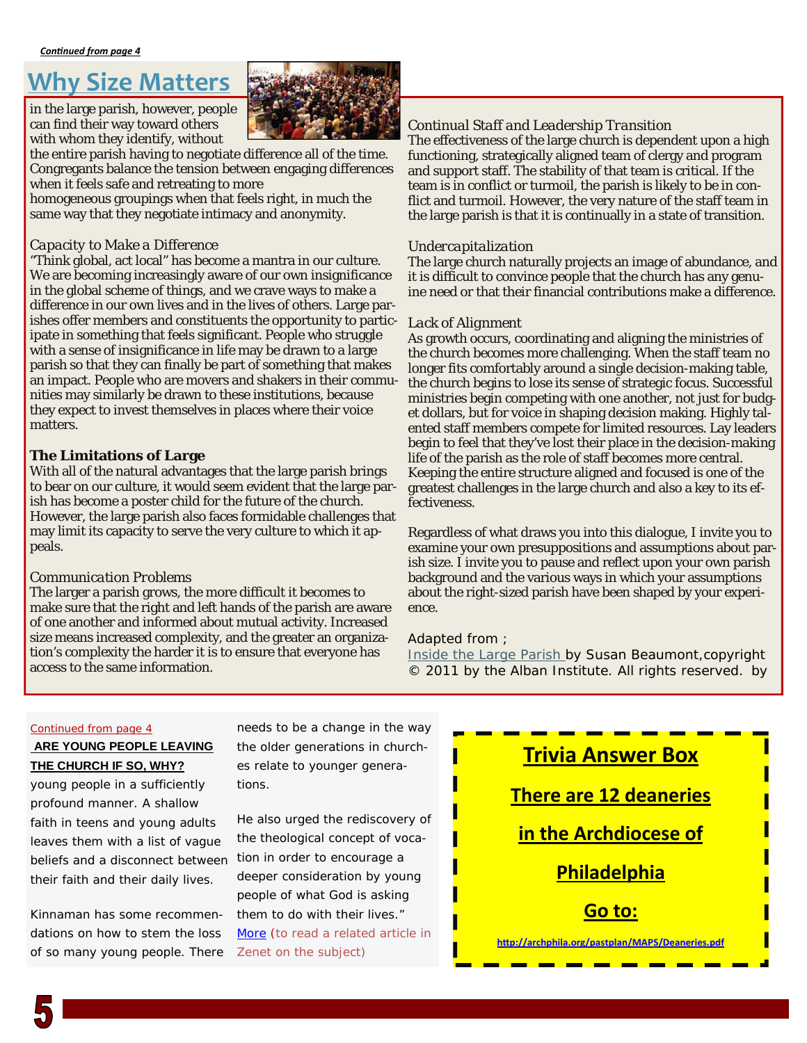*Continued from page 4*

## Why Size Matters

in the large parish, however, people can find their way toward others with whom they identify, without the entire parish having to negotiate difference all of the time. Congregants balance the tension between engaging differences when it feels safe and retreating to more homogeneous groupings when that feels right, in much the same way that they negotiate intimacy and anonymity.

*Capacity to Make a Difference*

"Think global, act local" has become a mantra in our culture. We are becoming increasingly aware of our own insignificance in the global scheme of things, and we crave ways to make a difference in our own lives and in the lives of others. Large parishes offer members and constituents the opportunity to participate in something that feels significant. People who struggle with a sense of insignificance in life may be drawn to a large parish so that they can finally be part of something that makes an impact. People who are movers and shakers in their communities may similarly be drawn to these institutions, because they expect to invest themselves in places where their voice matters.

**The Limitations of Large**

With all of the natural advantages that the large parish brings to bear on our culture, it would seem evident that the large parish has become a poster child for the future of the church. However, the large parish also faces formidable challenges that may limit its capacity to serve the very culture to which it appeals.

*Communication Problems*

The larger a parish grows, the more difficult it becomes to make sure that the right and left hands of the parish are aware of one another and informed about mutual activity. Increased size means increased complexity, and the greater an organization's complexity the harder it is to ensure that everyone has access to the same information.

*Continual Staff and Leadership Transition*

The effectiveness of the large church is dependent upon a high functioning, strategically aligned team of clergy and program and support staff. The stability of that team is critical. If the team is in conflict or turmoil, the parish is likely to be in conflict and turmoil. However, the very nature of the staff team in the large parish is that it is continually in a state of transition.

*Undercapitalization*

The large church naturally projects an image of abundance, and it is difficult to convince people that the church has any genuine need or that their financial contributions make a difference.

*Lack of Alignment*

As growth occurs, coordinating and aligning the ministries of the church becomes more challenging. When the staff team no longer fits comfortably around a single decision-making table, the church begins to lose its sense of strategic focus. Successful ministries begin competing with one another, not just for budget dollars, but for voice in shaping decision making. Highly talented staff members compete for limited resources. Lay leaders begin to feel that they've lost their place in the decision-making life of the parish as the role of staff becomes more central. Keeping the entire structure aligned and focused is one of the greatest challenges in the large church and also a key to its effectiveness.

Regardless of what draws you into this dialogue, I invite you to examine your own presuppositions and assumptions about parish size. I invite you to pause and reflect upon your own parish background and the various ways in which your assumptions about the right-sized parish have been shaped by your experience.

Adapted from ;
Inside the Large Parish by Susan Beaumont,copyright © 2011 by the Alban Institute. All rights reserved. by

---

Continued from page 4

**ARE YOUNG PEOPLE LEAVING THE CHURCH IF SO, WHY?**

young people in a sufficiently profound manner. A shallow faith in teens and young adults leaves them with a list of vague beliefs and a disconnect between their faith and their daily lives.

Kinnaman has some recommendations on how to stem the loss of so many young people. There needs to be a change in the way the older generations in churches relate to younger generations.

He also urged the rediscovery of the theological concept of vocation in order to encourage a deeper consideration by young people of what God is asking them to do with their lives."
More (to read a related article in Zenet on the subject)

---

**Trivia Answer Box**

**There are 12 deaneries in the Archdiocese of Philadelphia**

**Go to:**

http://archphila.org/pastplan/MAPS/Deaneries.pdf